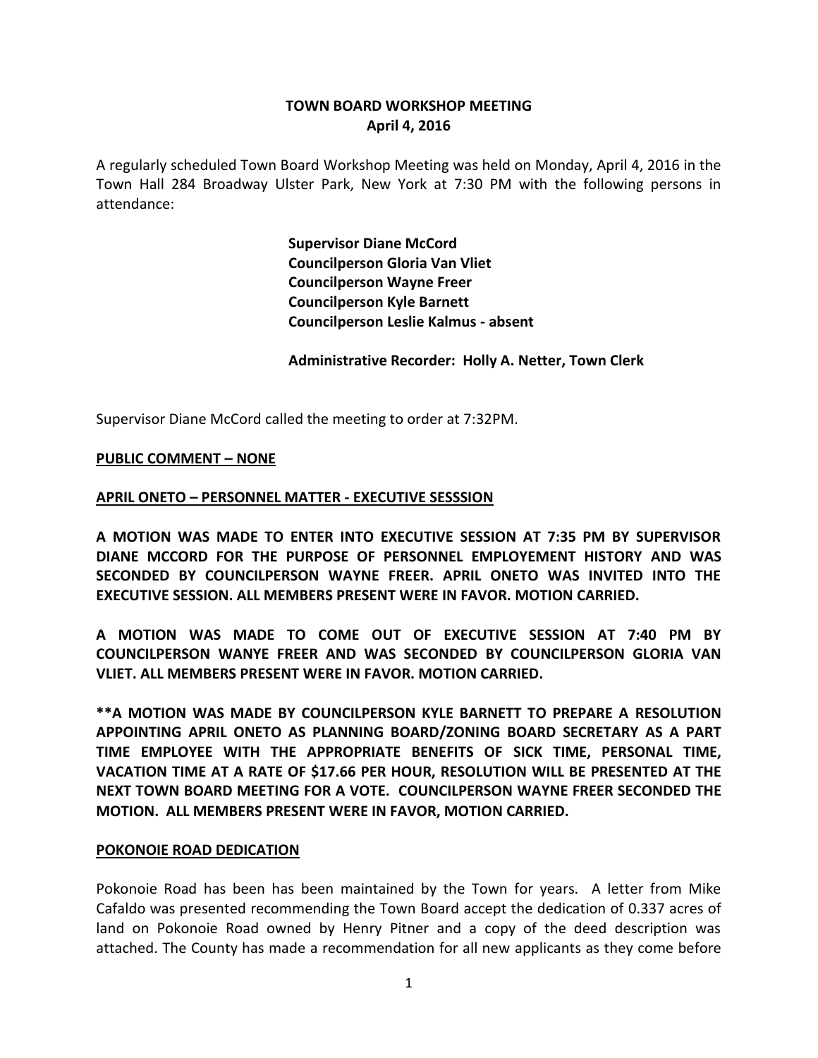# TOWN BOARD WORKSHOP MEETING
## April 4, 2016

A regularly scheduled Town Board Workshop Meeting was held on Monday, April 4, 2016 in the Town Hall 284 Broadway Ulster Park, New York at 7:30 PM with the following persons in attendance:

**Supervisor Diane McCord**
**Councilperson Gloria Van Vliet**
**Councilperson Wayne Freer**
**Councilperson Kyle Barnett**
**Councilperson Leslie Kalmus - absent**

**Administrative Recorder: Holly A. Netter, Town Clerk**

Supervisor Diane McCord called the meeting to order at 7:32PM.

**PUBLIC COMMENT – NONE**

**APRIL ONETO – PERSONNEL MATTER - EXECUTIVE SESSSION**

**A MOTION WAS MADE TO ENTER INTO EXECUTIVE SESSION AT 7:35 PM BY SUPERVISOR DIANE MCCORD FOR THE PURPOSE OF PERSONNEL EMPLOYEMENT HISTORY AND WAS SECONDED BY COUNCILPERSON WAYNE FREER. APRIL ONETO WAS INVITED INTO THE EXECUTIVE SESSION. ALL MEMBERS PRESENT WERE IN FAVOR. MOTION CARRIED.**

**A MOTION WAS MADE TO COME OUT OF EXECUTIVE SESSION AT 7:40 PM BY COUNCILPERSON WANYE FREER AND WAS SECONDED BY COUNCILPERSON GLORIA VAN VLIET. ALL MEMBERS PRESENT WERE IN FAVOR. MOTION CARRIED.**

**\*\*A MOTION WAS MADE BY COUNCILPERSON KYLE BARNETT TO PREPARE A RESOLUTION APPOINTING APRIL ONETO AS PLANNING BOARD/ZONING BOARD SECRETARY AS A PART TIME EMPLOYEE WITH THE APPROPRIATE BENEFITS OF SICK TIME, PERSONAL TIME, VACATION TIME AT A RATE OF $17.66 PER HOUR, RESOLUTION WILL BE PRESENTED AT THE NEXT TOWN BOARD MEETING FOR A VOTE. COUNCILPERSON WAYNE FREER SECONDED THE MOTION. ALL MEMBERS PRESENT WERE IN FAVOR, MOTION CARRIED.**

**POKONOIE ROAD DEDICATION**

Pokonoie Road has been has been maintained by the Town for years. A letter from Mike Cafaldo was presented recommending the Town Board accept the dedication of 0.337 acres of land on Pokonoie Road owned by Henry Pitner and a copy of the deed description was attached. The County has made a recommendation for all new applicants as they come before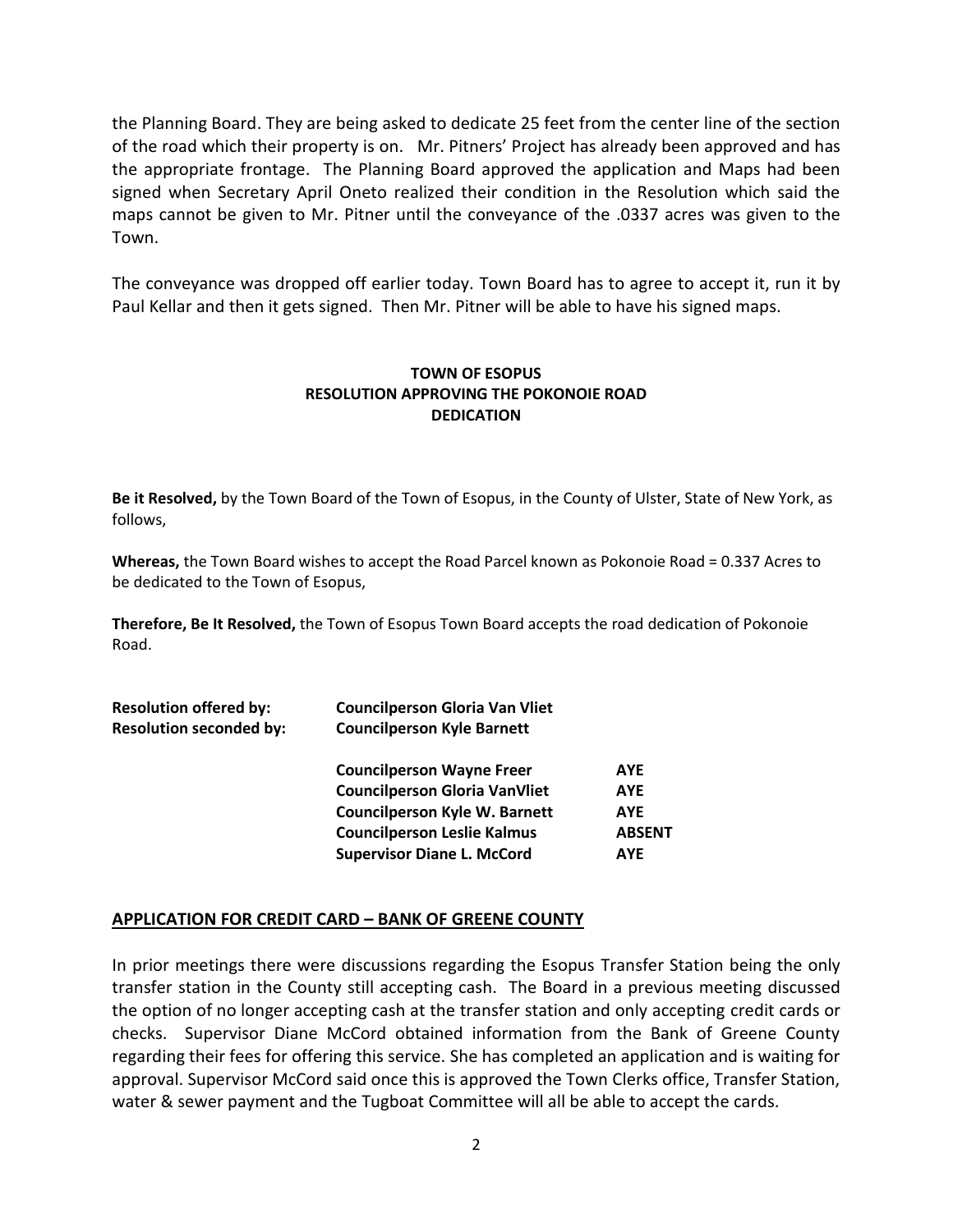the Planning Board. They are being asked to dedicate 25 feet from the center line of the section of the road which their property is on. Mr. Pitners' Project has already been approved and has the appropriate frontage. The Planning Board approved the application and Maps had been signed when Secretary April Oneto realized their condition in the Resolution which said the maps cannot be given to Mr. Pitner until the conveyance of the .0337 acres was given to the Town.

The conveyance was dropped off earlier today. Town Board has to agree to accept it, run it by Paul Kellar and then it gets signed. Then Mr. Pitner will be able to have his signed maps.

**TOWN OF ESOPUS**
**RESOLUTION APPROVING THE POKONOIE ROAD DEDICATION**

**Be it Resolved,** by the Town Board of the Town of Esopus, in the County of Ulster, State of New York, as follows,

**Whereas,** the Town Board wishes to accept the Road Parcel known as Pokonoie Road = 0.337 Acres to be dedicated to the Town of Esopus,

**Therefore, Be It Resolved,** the Town of Esopus Town Board accepts the road dedication of Pokonoie Road.

**Resolution offered by:** **Councilperson Gloria Van Vliet**
**Resolution seconded by:** **Councilperson Kyle Barnett**

| | |
|---|---|
| **Councilperson Wayne Freer** | **AYE** |
| **Councilperson Gloria VanVliet** | **AYE** |
| **Councilperson Kyle W. Barnett** | **AYE** |
| **Councilperson Leslie Kalmus** | **ABSENT** |
| **Supervisor Diane L. McCord** | **AYE** |

## APPLICATION FOR CREDIT CARD – BANK OF GREENE COUNTY

In prior meetings there were discussions regarding the Esopus Transfer Station being the only transfer station in the County still accepting cash. The Board in a previous meeting discussed the option of no longer accepting cash at the transfer station and only accepting credit cards or checks. Supervisor Diane McCord obtained information from the Bank of Greene County regarding their fees for offering this service. She has completed an application and is waiting for approval. Supervisor McCord said once this is approved the Town Clerks office, Transfer Station, water & sewer payment and the Tugboat Committee will all be able to accept the cards.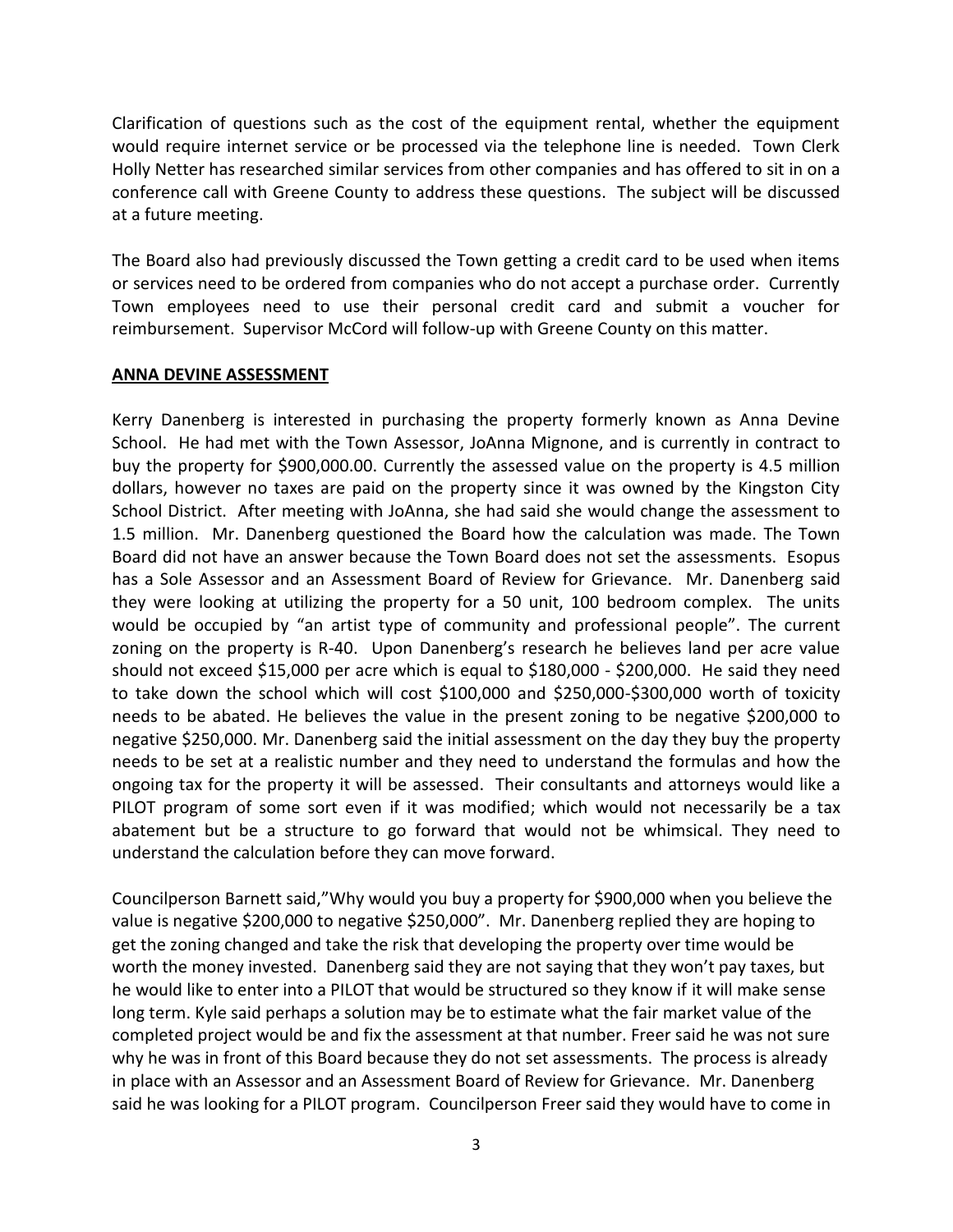Clarification of questions such as the cost of the equipment rental, whether the equipment would require internet service or be processed via the telephone line is needed. Town Clerk Holly Netter has researched similar services from other companies and has offered to sit in on a conference call with Greene County to address these questions. The subject will be discussed at a future meeting.

The Board also had previously discussed the Town getting a credit card to be used when items or services need to be ordered from companies who do not accept a purchase order. Currently Town employees need to use their personal credit card and submit a voucher for reimbursement. Supervisor McCord will follow-up with Greene County on this matter.

**ANNA DEVINE ASSESSMENT**

Kerry Danenberg is interested in purchasing the property formerly known as Anna Devine School. He had met with the Town Assessor, JoAnna Mignone, and is currently in contract to buy the property for $900,000.00. Currently the assessed value on the property is 4.5 million dollars, however no taxes are paid on the property since it was owned by the Kingston City School District. After meeting with JoAnna, she had said she would change the assessment to 1.5 million. Mr. Danenberg questioned the Board how the calculation was made. The Town Board did not have an answer because the Town Board does not set the assessments. Esopus has a Sole Assessor and an Assessment Board of Review for Grievance. Mr. Danenberg said they were looking at utilizing the property for a 50 unit, 100 bedroom complex. The units would be occupied by "an artist type of community and professional people". The current zoning on the property is R-40. Upon Danenberg's research he believes land per acre value should not exceed $15,000 per acre which is equal to $180,000 - $200,000. He said they need to take down the school which will cost $100,000 and $250,000-$300,000 worth of toxicity needs to be abated. He believes the value in the present zoning to be negative $200,000 to negative $250,000. Mr. Danenberg said the initial assessment on the day they buy the property needs to be set at a realistic number and they need to understand the formulas and how the ongoing tax for the property it will be assessed. Their consultants and attorneys would like a PILOT program of some sort even if it was modified; which would not necessarily be a tax abatement but be a structure to go forward that would not be whimsical. They need to understand the calculation before they can move forward.

Councilperson Barnett said,"Why would you buy a property for $900,000 when you believe the value is negative $200,000 to negative $250,000". Mr. Danenberg replied they are hoping to get the zoning changed and take the risk that developing the property over time would be worth the money invested. Danenberg said they are not saying that they won't pay taxes, but he would like to enter into a PILOT that would be structured so they know if it will make sense long term. Kyle said perhaps a solution may be to estimate what the fair market value of the completed project would be and fix the assessment at that number. Freer said he was not sure why he was in front of this Board because they do not set assessments. The process is already in place with an Assessor and an Assessment Board of Review for Grievance. Mr. Danenberg said he was looking for a PILOT program. Councilperson Freer said they would have to come in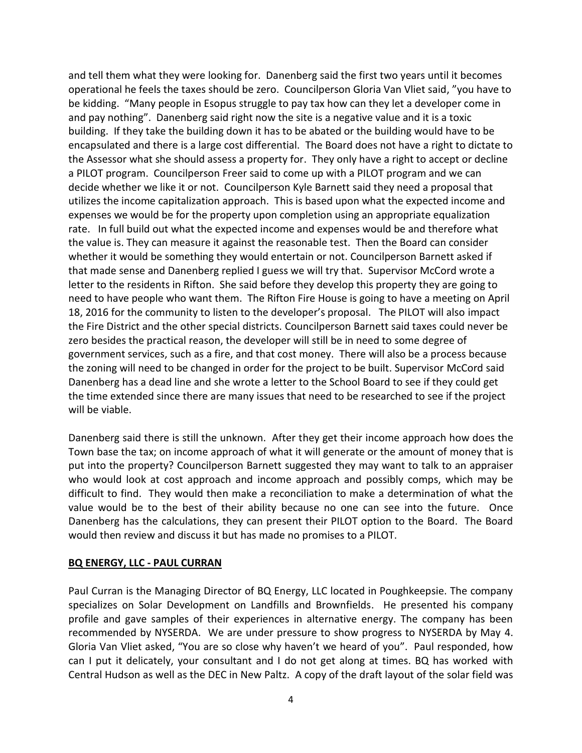and tell them what they were looking for. Danenberg said the first two years until it becomes operational he feels the taxes should be zero. Councilperson Gloria Van Vliet said, "you have to be kidding. "Many people in Esopus struggle to pay tax how can they let a developer come in and pay nothing". Danenberg said right now the site is a negative value and it is a toxic building. If they take the building down it has to be abated or the building would have to be encapsulated and there is a large cost differential. The Board does not have a right to dictate to the Assessor what she should assess a property for. They only have a right to accept or decline a PILOT program. Councilperson Freer said to come up with a PILOT program and we can decide whether we like it or not. Councilperson Kyle Barnett said they need a proposal that utilizes the income capitalization approach. This is based upon what the expected income and expenses we would be for the property upon completion using an appropriate equalization rate. In full build out what the expected income and expenses would be and therefore what the value is. They can measure it against the reasonable test. Then the Board can consider whether it would be something they would entertain or not. Councilperson Barnett asked if that made sense and Danenberg replied I guess we will try that. Supervisor McCord wrote a letter to the residents in Rifton. She said before they develop this property they are going to need to have people who want them. The Rifton Fire House is going to have a meeting on April 18, 2016 for the community to listen to the developer's proposal. The PILOT will also impact the Fire District and the other special districts. Councilperson Barnett said taxes could never be zero besides the practical reason, the developer will still be in need to some degree of government services, such as a fire, and that cost money. There will also be a process because the zoning will need to be changed in order for the project to be built. Supervisor McCord said Danenberg has a dead line and she wrote a letter to the School Board to see if they could get the time extended since there are many issues that need to be researched to see if the project will be viable.

Danenberg said there is still the unknown. After they get their income approach how does the Town base the tax; on income approach of what it will generate or the amount of money that is put into the property? Councilperson Barnett suggested they may want to talk to an appraiser who would look at cost approach and income approach and possibly comps, which may be difficult to find. They would then make a reconciliation to make a determination of what the value would be to the best of their ability because no one can see into the future. Once Danenberg has the calculations, they can present their PILOT option to the Board. The Board would then review and discuss it but has made no promises to a PILOT.

**BQ ENERGY, LLC - PAUL CURRAN**

Paul Curran is the Managing Director of BQ Energy, LLC located in Poughkeepsie. The company specializes on Solar Development on Landfills and Brownfields. He presented his company profile and gave samples of their experiences in alternative energy. The company has been recommended by NYSERDA. We are under pressure to show progress to NYSERDA by May 4. Gloria Van Vliet asked, "You are so close why haven't we heard of you". Paul responded, how can I put it delicately, your consultant and I do not get along at times. BQ has worked with Central Hudson as well as the DEC in New Paltz. A copy of the draft layout of the solar field was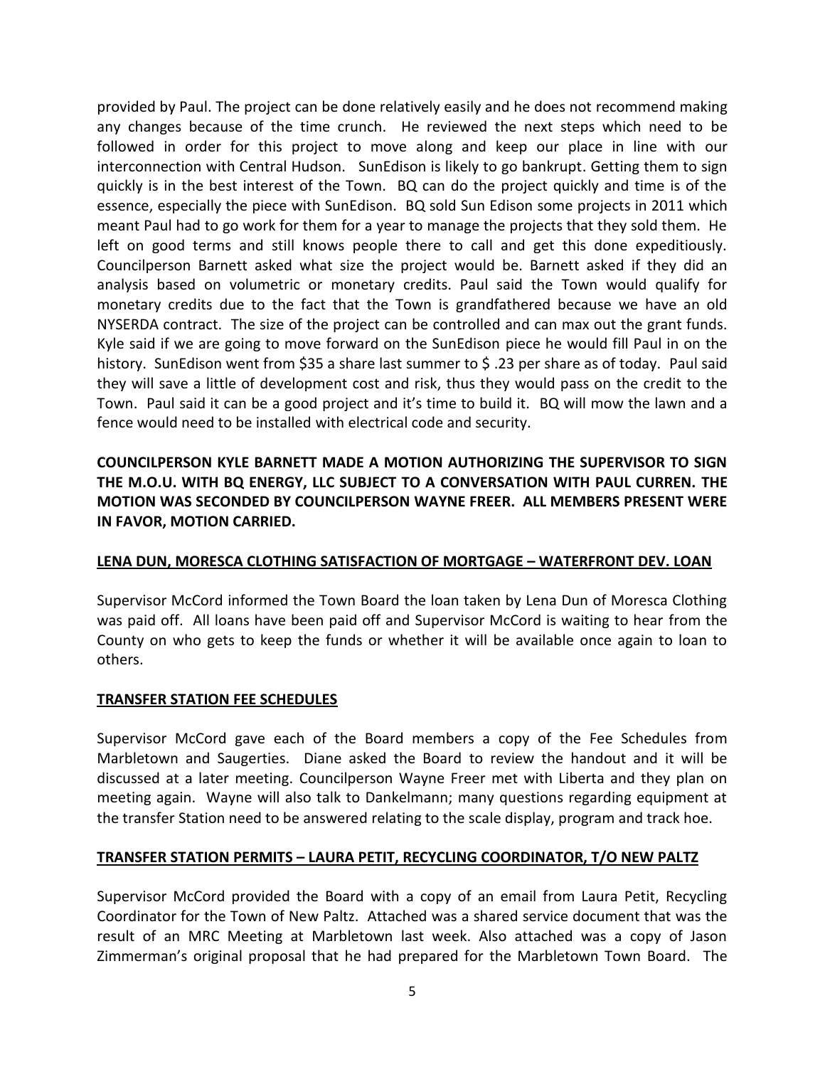provided by Paul. The project can be done relatively easily and he does not recommend making any changes because of the time crunch. He reviewed the next steps which need to be followed in order for this project to move along and keep our place in line with our interconnection with Central Hudson. SunEdison is likely to go bankrupt. Getting them to sign quickly is in the best interest of the Town. BQ can do the project quickly and time is of the essence, especially the piece with SunEdison. BQ sold Sun Edison some projects in 2011 which meant Paul had to go work for them for a year to manage the projects that they sold them. He left on good terms and still knows people there to call and get this done expeditiously. Councilperson Barnett asked what size the project would be. Barnett asked if they did an analysis based on volumetric or monetary credits. Paul said the Town would qualify for monetary credits due to the fact that the Town is grandfathered because we have an old NYSERDA contract. The size of the project can be controlled and can max out the grant funds. Kyle said if we are going to move forward on the SunEdison piece he would fill Paul in on the history. SunEdison went from $35 a share last summer to $ .23 per share as of today. Paul said they will save a little of development cost and risk, thus they would pass on the credit to the Town. Paul said it can be a good project and it's time to build it. BQ will mow the lawn and a fence would need to be installed with electrical code and security.

**COUNCILPERSON KYLE BARNETT MADE A MOTION AUTHORIZING THE SUPERVISOR TO SIGN THE M.O.U. WITH BQ ENERGY, LLC SUBJECT TO A CONVERSATION WITH PAUL CURREN. THE MOTION WAS SECONDED BY COUNCILPERSON WAYNE FREER. ALL MEMBERS PRESENT WERE IN FAVOR, MOTION CARRIED.**

**LENA DUN, MORESCA CLOTHING SATISFACTION OF MORTGAGE – WATERFRONT DEV. LOAN**

Supervisor McCord informed the Town Board the loan taken by Lena Dun of Moresca Clothing was paid off. All loans have been paid off and Supervisor McCord is waiting to hear from the County on who gets to keep the funds or whether it will be available once again to loan to others.

**TRANSFER STATION FEE SCHEDULES**

Supervisor McCord gave each of the Board members a copy of the Fee Schedules from Marbletown and Saugerties. Diane asked the Board to review the handout and it will be discussed at a later meeting. Councilperson Wayne Freer met with Liberta and they plan on meeting again. Wayne will also talk to Dankelmann; many questions regarding equipment at the transfer Station need to be answered relating to the scale display, program and track hoe.

**TRANSFER STATION PERMITS – LAURA PETIT, RECYCLING COORDINATOR, T/O NEW PALTZ**

Supervisor McCord provided the Board with a copy of an email from Laura Petit, Recycling Coordinator for the Town of New Paltz. Attached was a shared service document that was the result of an MRC Meeting at Marbletown last week. Also attached was a copy of Jason Zimmerman's original proposal that he had prepared for the Marbletown Town Board. The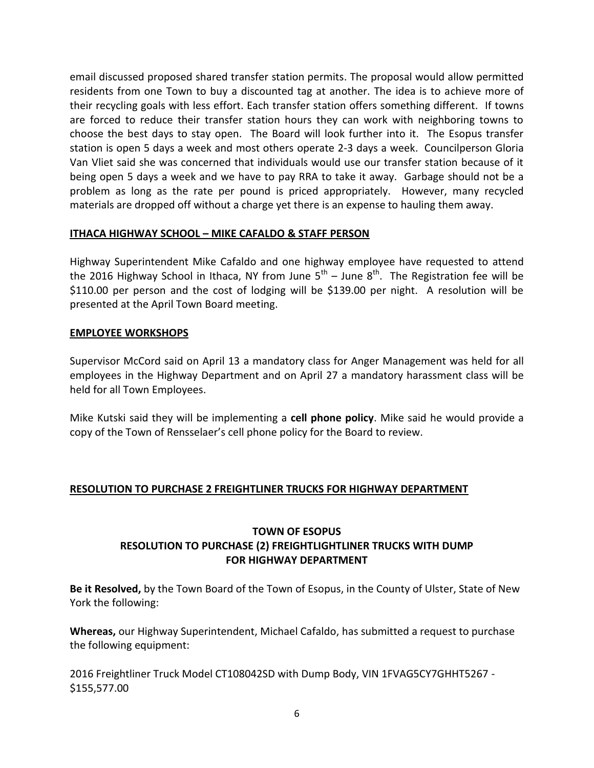email discussed proposed shared transfer station permits. The proposal would allow permitted residents from one Town to buy a discounted tag at another. The idea is to achieve more of their recycling goals with less effort. Each transfer station offers something different. If towns are forced to reduce their transfer station hours they can work with neighboring towns to choose the best days to stay open. The Board will look further into it. The Esopus transfer station is open 5 days a week and most others operate 2-3 days a week. Councilperson Gloria Van Vliet said she was concerned that individuals would use our transfer station because of it being open 5 days a week and we have to pay RRA to take it away. Garbage should not be a problem as long as the rate per pound is priced appropriately. However, many recycled materials are dropped off without a charge yet there is an expense to hauling them away.

## ITHACA HIGHWAY SCHOOL – MIKE CAFALDO & STAFF PERSON

Highway Superintendent Mike Cafaldo and one highway employee have requested to attend the 2016 Highway School in Ithaca, NY from June 5th – June 8th. The Registration fee will be $110.00 per person and the cost of lodging will be $139.00 per night. A resolution will be presented at the April Town Board meeting.

## EMPLOYEE WORKSHOPS

Supervisor McCord said on April 13 a mandatory class for Anger Management was held for all employees in the Highway Department and on April 27 a mandatory harassment class will be held for all Town Employees.

Mike Kutski said they will be implementing a **cell phone policy**. Mike said he would provide a copy of the Town of Rensselaer's cell phone policy for the Board to review.

## RESOLUTION TO PURCHASE 2 FREIGHTLINER TRUCKS FOR HIGHWAY DEPARTMENT

**TOWN OF ESOPUS**
**RESOLUTION TO PURCHASE (2) FREIGHTLIGHTLINER TRUCKS WITH DUMP FOR HIGHWAY DEPARTMENT**

**Be it Resolved,** by the Town Board of the Town of Esopus, in the County of Ulster, State of New York the following:

**Whereas,** our Highway Superintendent, Michael Cafaldo, has submitted a request to purchase the following equipment:

2016 Freightliner Truck Model CT108042SD with Dump Body, VIN 1FVAG5CY7GHHT5267 - $155,577.00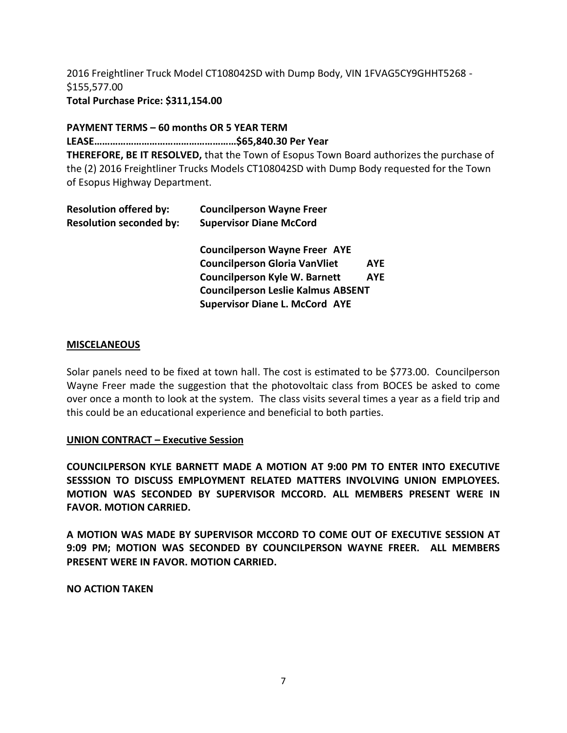2016 Freightliner Truck Model CT108042SD with Dump Body, VIN 1FVAG5CY9GHHT5268 - $155,577.00

**Total Purchase Price: $311,154.00**

**PAYMENT TERMS – 60 months OR 5 YEAR TERM**

**LEASE……………………………………………$65,840.30 Per Year**

**THEREFORE, BE IT RESOLVED,** that the Town of Esopus Town Board authorizes the purchase of the (2) 2016 Freightliner Trucks Models CT108042SD with Dump Body requested for the Town of Esopus Highway Department.

**Resolution offered by:** **Councilperson Wayne Freer**
**Resolution seconded by:** **Supervisor Diane McCord**

**Councilperson Wayne Freer AYE**
**Councilperson Gloria VanVliet AYE**
**Councilperson Kyle W. Barnett AYE**
**Councilperson Leslie Kalmus ABSENT**
**Supervisor Diane L. McCord AYE**

**MISCELANEOUS**

Solar panels need to be fixed at town hall. The cost is estimated to be $773.00. Councilperson Wayne Freer made the suggestion that the photovoltaic class from BOCES be asked to come over once a month to look at the system. The class visits several times a year as a field trip and this could be an educational experience and beneficial to both parties.

**UNION CONTRACT – Executive Session**

**COUNCILPERSON KYLE BARNETT MADE A MOTION AT 9:00 PM TO ENTER INTO EXECUTIVE SESSSION TO DISCUSS EMPLOYMENT RELATED MATTERS INVOLVING UNION EMPLOYEES. MOTION WAS SECONDED BY SUPERVISOR MCCORD. ALL MEMBERS PRESENT WERE IN FAVOR. MOTION CARRIED.**

**A MOTION WAS MADE BY SUPERVISOR MCCORD TO COME OUT OF EXECUTIVE SESSION AT 9:09 PM; MOTION WAS SECONDED BY COUNCILPERSON WAYNE FREER. ALL MEMBERS PRESENT WERE IN FAVOR. MOTION CARRIED.**

**NO ACTION TAKEN**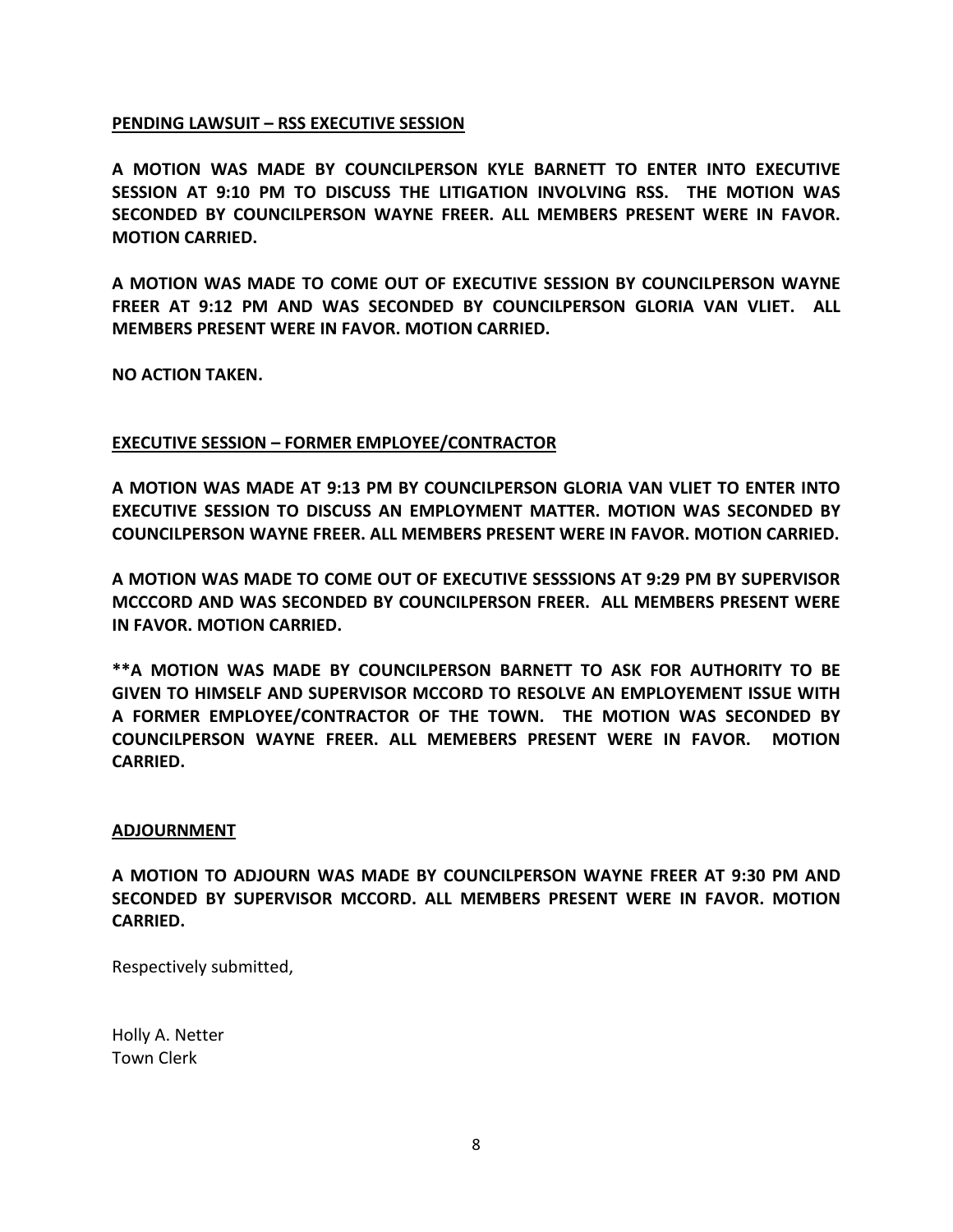**PENDING LAWSUIT – RSS EXECUTIVE SESSION**

**A MOTION WAS MADE BY COUNCILPERSON KYLE BARNETT TO ENTER INTO EXECUTIVE SESSION AT 9:10 PM TO DISCUSS THE LITIGATION INVOLVING RSS. THE MOTION WAS SECONDED BY COUNCILPERSON WAYNE FREER. ALL MEMBERS PRESENT WERE IN FAVOR. MOTION CARRIED.**

**A MOTION WAS MADE TO COME OUT OF EXECUTIVE SESSION BY COUNCILPERSON WAYNE FREER AT 9:12 PM AND WAS SECONDED BY COUNCILPERSON GLORIA VAN VLIET. ALL MEMBERS PRESENT WERE IN FAVOR. MOTION CARRIED.**

**NO ACTION TAKEN.**

**EXECUTIVE SESSION – FORMER EMPLOYEE/CONTRACTOR**

**A MOTION WAS MADE AT 9:13 PM BY COUNCILPERSON GLORIA VAN VLIET TO ENTER INTO EXECUTIVE SESSION TO DISCUSS AN EMPLOYMENT MATTER. MOTION WAS SECONDED BY COUNCILPERSON WAYNE FREER. ALL MEMBERS PRESENT WERE IN FAVOR. MOTION CARRIED.**

**A MOTION WAS MADE TO COME OUT OF EXECUTIVE SESSSIONS AT 9:29 PM BY SUPERVISOR MCCCORD AND WAS SECONDED BY COUNCILPERSON FREER. ALL MEMBERS PRESENT WERE IN FAVOR. MOTION CARRIED.**

**\*\*A MOTION WAS MADE BY COUNCILPERSON BARNETT TO ASK FOR AUTHORITY TO BE GIVEN TO HIMSELF AND SUPERVISOR MCCORD TO RESOLVE AN EMPLOYEMENT ISSUE WITH A FORMER EMPLOYEE/CONTRACTOR OF THE TOWN. THE MOTION WAS SECONDED BY COUNCILPERSON WAYNE FREER. ALL MEMEBERS PRESENT WERE IN FAVOR. MOTION CARRIED.**

**ADJOURNMENT**

**A MOTION TO ADJOURN WAS MADE BY COUNCILPERSON WAYNE FREER AT 9:30 PM AND SECONDED BY SUPERVISOR MCCORD. ALL MEMBERS PRESENT WERE IN FAVOR. MOTION CARRIED.**

Respectively submitted,

Holly A. Netter
Town Clerk